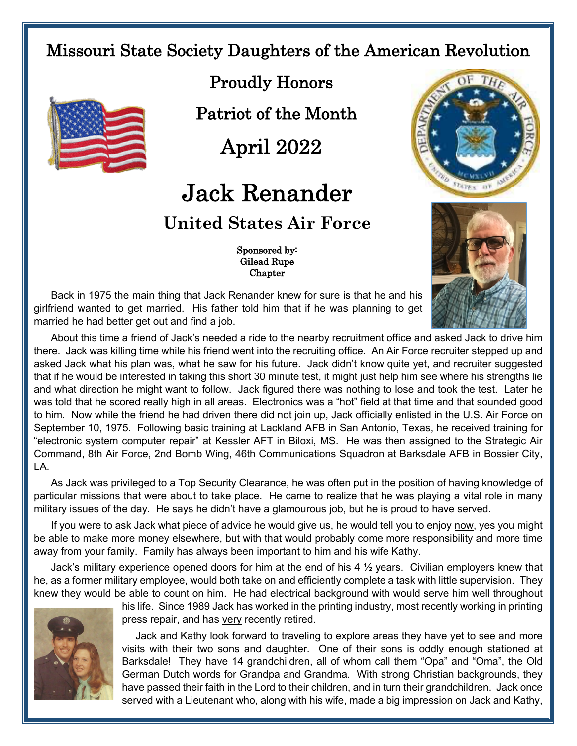# Missouri State Society Daughters of the American Revolution

## Proudly Honors

## Patriot of the Month

## April 2022

# Jack Renander

## United States Air Force

**Sponsored by:**
**Gilead Rupe**
**Chapter**

Back in 1975 the main thing that Jack Renander knew for sure is that he and his girlfriend wanted to get married. His father told him that if he was planning to get married he had better get out and find a job.

About this time a friend of Jack's needed a ride to the nearby recruitment office and asked Jack to drive him there. Jack was killing time while his friend went into the recruiting office. An Air Force recruiter stepped up and asked Jack what his plan was, what he saw for his future. Jack didn't know quite yet, and recruiter suggested that if he would be interested in taking this short 30 minute test, it might just help him see where his strengths lie and what direction he might want to follow. Jack figured there was nothing to lose and took the test. Later he was told that he scored really high in all areas. Electronics was a "hot" field at that time and that sounded good to him. Now while the friend he had driven there did not join up, Jack officially enlisted in the U.S. Air Force on September 10, 1975. Following basic training at Lackland AFB in San Antonio, Texas, he received training for "electronic system computer repair" at Kessler AFT in Biloxi, MS. He was then assigned to the Strategic Air Command, 8th Air Force, 2nd Bomb Wing, 46th Communications Squadron at Barksdale AFB in Bossier City, LA.

As Jack was privileged to a Top Security Clearance, he was often put in the position of having knowledge of particular missions that were about to take place. He came to realize that he was playing a vital role in many military issues of the day. He says he didn't have a glamourous job, but he is proud to have served.

If you were to ask Jack what piece of advice he would give us, he would tell you to enjoy now, yes you might be able to make more money elsewhere, but with that would probably come more responsibility and more time away from your family. Family has always been important to him and his wife Kathy.

Jack's military experience opened doors for him at the end of his 4 ½ years. Civilian employers knew that he, as a former military employee, would both take on and efficiently complete a task with little supervision. They knew they would be able to count on him. He had electrical background with would serve him well throughout his life. Since 1989 Jack has worked in the printing industry, most recently working in printing press repair, and has very recently retired.

Jack and Kathy look forward to traveling to explore areas they have yet to see and more visits with their two sons and daughter. One of their sons is oddly enough stationed at Barksdale! They have 14 grandchildren, all of whom call them "Opa" and "Oma", the Old German Dutch words for Grandpa and Grandma. With strong Christian backgrounds, they have passed their faith in the Lord to their children, and in turn their grandchildren. Jack once served with a Lieutenant who, along with his wife, made a big impression on Jack and Kathy,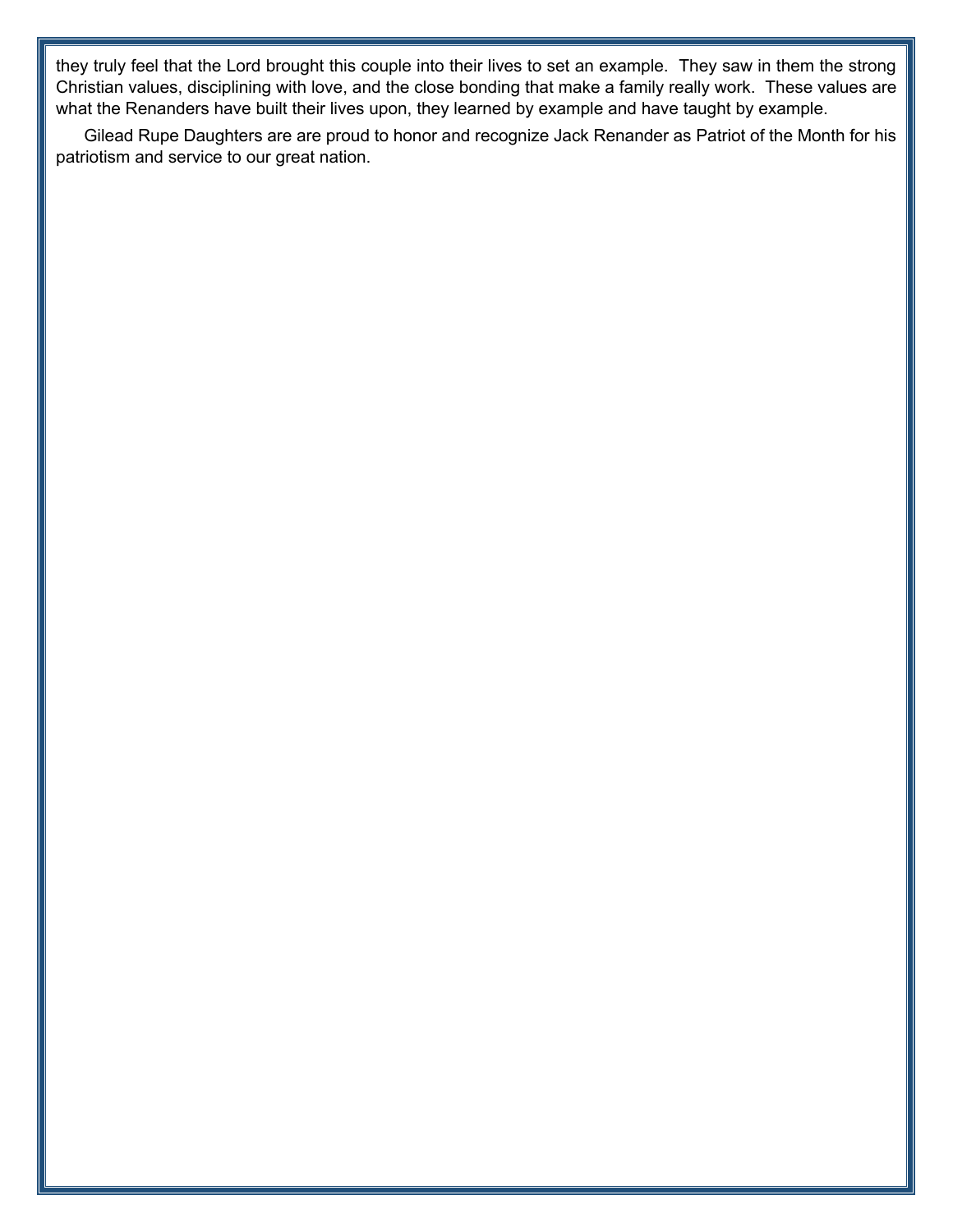they truly feel that the Lord brought this couple into their lives to set an example. They saw in them the strong Christian values, disciplining with love, and the close bonding that make a family really work. These values are what the Renanders have built their lives upon, they learned by example and have taught by example.

Gilead Rupe Daughters are are proud to honor and recognize Jack Renander as Patriot of the Month for his patriotism and service to our great nation.